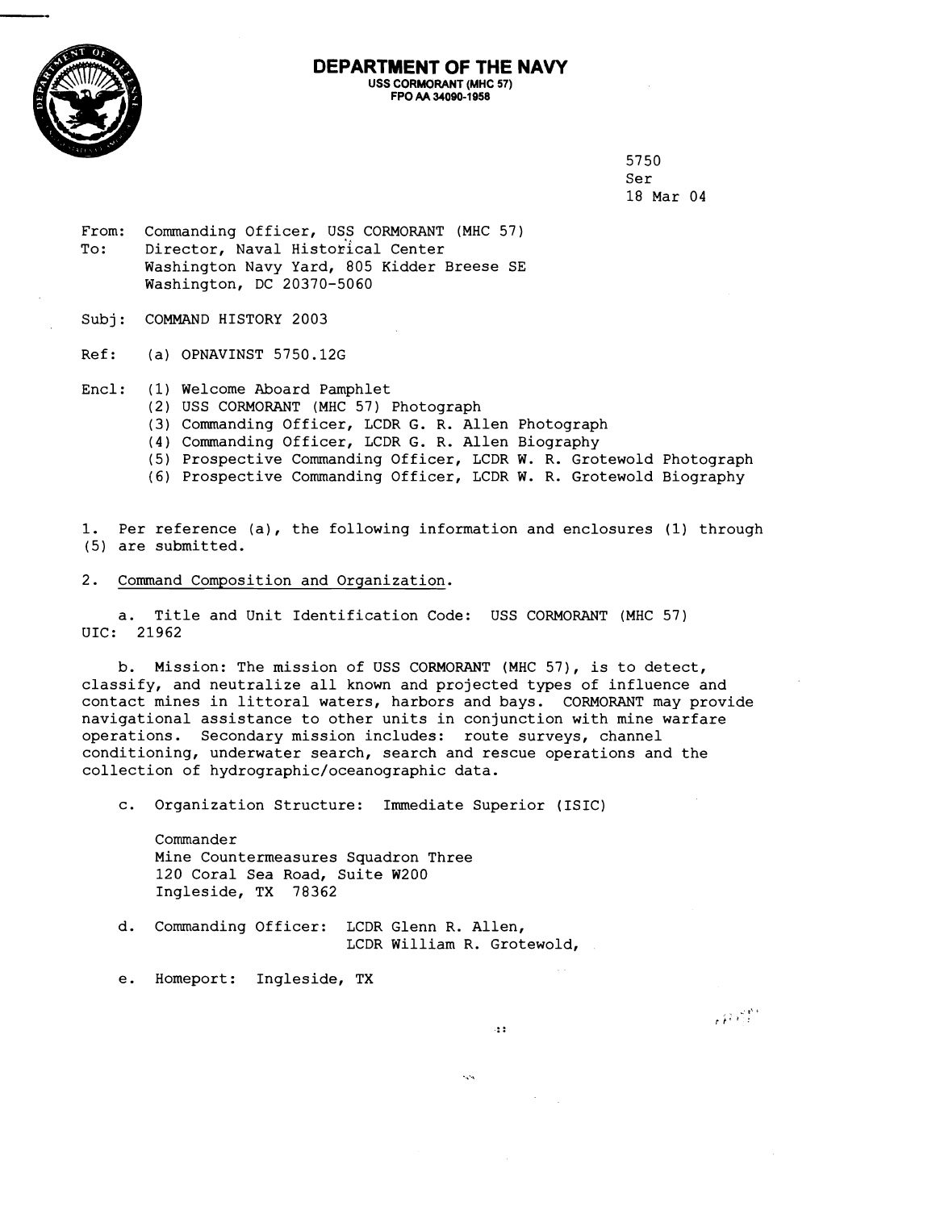# DEPARTMENT OF THE NAVY

**USS CORMORANT (MHC 57)**
**FPO AA 34090-1958**

5750
Ser
18 Mar 04

From: Commanding Officer, USS CORMORANT (MHC 57)
To: Director, Naval Historical Center
Washington Navy Yard, 805 Kidder Breese SE
Washington, DC 20370-5060

Subj: COMMAND HISTORY 2003

Ref: (a) OPNAVINST 5750.12G

Encl: (1) Welcome Aboard Pamphlet
(2) USS CORMORANT (MHC 57) Photograph
(3) Commanding Officer, LCDR G. R. Allen Photograph
(4) Commanding Officer, LCDR G. R. Allen Biography
(5) Prospective Commanding Officer, LCDR W. R. Grotewold Photograph
(6) Prospective Commanding Officer, LCDR W. R. Grotewold Biography

1. Per reference (a), the following information and enclosures (1) through (5) are submitted.

2. Command Composition and Organization.

a. Title and Unit Identification Code: USS CORMORANT (MHC 57)
UIC: 21962

b. Mission: The mission of USS CORMORANT (MHC 57), is to detect, classify, and neutralize all known and projected types of influence and contact mines in littoral waters, harbors and bays. CORMORANT may provide navigational assistance to other units in conjunction with mine warfare operations. Secondary mission includes: route surveys, channel conditioning, underwater search, search and rescue operations and the collection of hydrographic/oceanographic data.

c. Organization Structure: Immediate Superior (ISIC)

Commander
Mine Countermeasures Squadron Three
120 Coral Sea Road, Suite W200
Ingleside, TX 78362

d. Commanding Officer: LCDR Glenn R. Allen,
LCDR William R. Grotewold,

e. Homeport: Ingleside, TX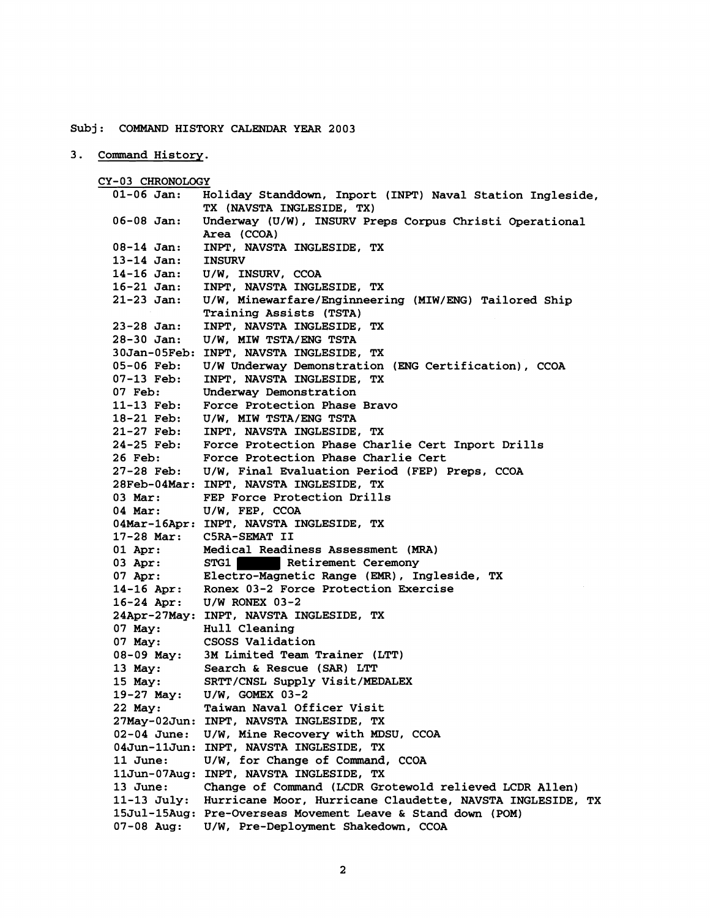Subj: COMMAND HISTORY CALENDAR YEAR 2003

3. Command History.

CY-03 CHRONOLOGY

| | |
|---|---|
| 01-06 Jan: | Holiday Standdown, Inport (INPT) Naval Station Ingleside, TX (NAVSTA INGLESIDE, TX) |
| 06-08 Jan: | Underway (U/W), INSURV Preps Corpus Christi Operational Area (CCOA) |
| 08-14 Jan: | INPT, NAVSTA INGLESIDE, TX |
| 13-14 Jan: | INSURV |
| 14-16 Jan: | U/W, INSURV, CCOA |
| 16-21 Jan: | INPT, NAVSTA INGLESIDE, TX |
| 21-23 Jan: | U/W, Minewarfare/Enginneering (MIW/ENG) Tailored Ship Training Assists (TSTA) |
| 23-28 Jan: | INPT, NAVSTA INGLESIDE, TX |
| 28-30 Jan: | U/W, MIW TSTA/ENG TSTA |
| 30Jan-05Feb: | INPT, NAVSTA INGLESIDE, TX |
| 05-06 Feb: | U/W Underway Demonstration (ENG Certification), CCOA |
| 07-13 Feb: | INPT, NAVSTA INGLESIDE, TX |
| 07 Feb: | Underway Demonstration |
| 11-13 Feb: | Force Protection Phase Bravo |
| 18-21 Feb: | U/W, MIW TSTA/ENG TSTA |
| 21-27 Feb: | INPT, NAVSTA INGLESIDE, TX |
| 24-25 Feb: | Force Protection Phase Charlie Cert Inport Drills |
| 26 Feb: | Force Protection Phase Charlie Cert |
| 27-28 Feb: | U/W, Final Evaluation Period (FEP) Preps, CCOA |
| 28Feb-04Mar: | INPT, NAVSTA INGLESIDE, TX |
| 03 Mar: | FEP Force Protection Drills |
| 04 Mar: | U/W, FEP, CCOA |
| 04Mar-16Apr: | INPT, NAVSTA INGLESIDE, TX |
| 17-28 Mar: | C5RA-SEMAT II |
| 01 Apr: | Medical Readiness Assessment (MRA) |
| 03 Apr: | STG1 ███ Retirement Ceremony |
| 07 Apr: | Electro-Magnetic Range (EMR), Ingleside, TX |
| 14-16 Apr: | Ronex 03-2 Force Protection Exercise |
| 16-24 Apr: | U/W RONEX 03-2 |
| 24Apr-27May: | INPT, NAVSTA INGLESIDE, TX |
| 07 May: | Hull Cleaning |
| 07 May: | CSOSS Validation |
| 08-09 May: | 3M Limited Team Trainer (LTT) |
| 13 May: | Search & Rescue (SAR) LTT |
| 15 May: | SRTT/CNSL Supply Visit/MEDALEX |
| 19-27 May: | U/W, GOMEX 03-2 |
| 22 May: | Taiwan Naval Officer Visit |
| 27May-02Jun: | INPT, NAVSTA INGLESIDE, TX |
| 02-04 June: | U/W, Mine Recovery with MDSU, CCOA |
| 04Jun-11Jun: | INPT, NAVSTA INGLESIDE, TX |
| 11 June: | U/W, for Change of Command, CCOA |
| 11Jun-07Aug: | INPT, NAVSTA INGLESIDE, TX |
| 13 June: | Change of Command (LCDR Grotewold relieved LCDR Allen) |
| 11-13 July: | Hurricane Moor, Hurricane Claudette, NAVSTA INGLESIDE, TX |
| 15Jul-15Aug: | Pre-Overseas Movement Leave & Stand down (POM) |
| 07-08 Aug: | U/W, Pre-Deployment Shakedown, CCOA |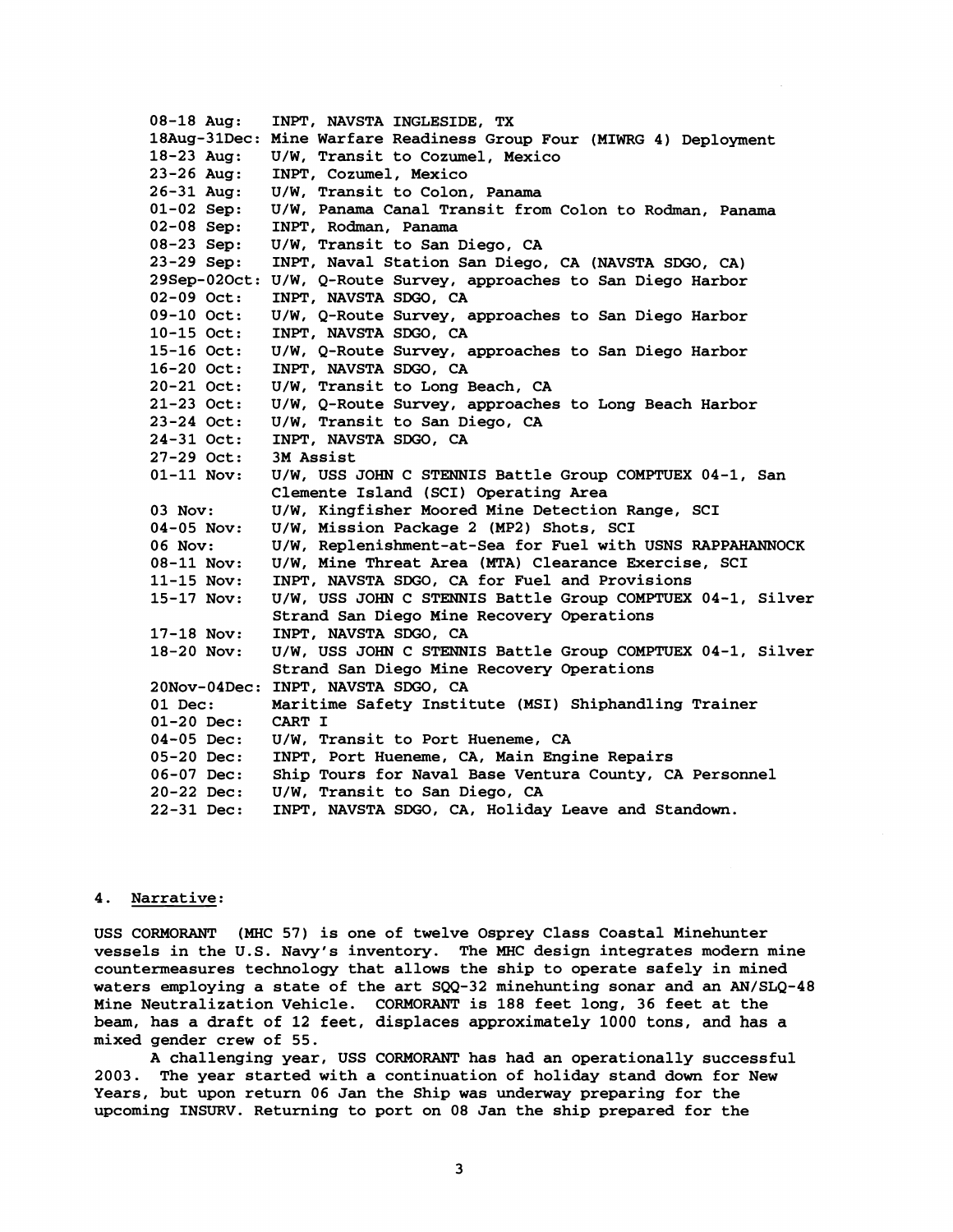08-18 Aug: INPT, NAVSTA INGLESIDE, TX
18Aug-31Dec: Mine Warfare Readiness Group Four (MIWRG 4) Deployment
18-23 Aug: U/W, Transit to Cozumel, Mexico
23-26 Aug: INPT, Cozumel, Mexico
26-31 Aug: U/W, Transit to Colon, Panama
01-02 Sep: U/W, Panama Canal Transit from Colon to Rodman, Panama
02-08 Sep: INPT, Rodman, Panama
08-23 Sep: U/W, Transit to San Diego, CA
23-29 Sep: INPT, Naval Station San Diego, CA (NAVSTA SDGO, CA)
29Sep-02Oct: U/W, Q-Route Survey, approaches to San Diego Harbor
02-09 Oct: INPT, NAVSTA SDGO, CA
09-10 Oct: U/W, Q-Route Survey, approaches to San Diego Harbor
10-15 Oct: INPT, NAVSTA SDGO, CA
15-16 Oct: U/W, Q-Route Survey, approaches to San Diego Harbor
16-20 Oct: INPT, NAVSTA SDGO, CA
20-21 Oct: U/W, Transit to Long Beach, CA
21-23 Oct: U/W, Q-Route Survey, approaches to Long Beach Harbor
23-24 Oct: U/W, Transit to San Diego, CA
24-31 Oct: INPT, NAVSTA SDGO, CA
27-29 Oct: 3M Assist
01-11 Nov: U/W, USS JOHN C STENNIS Battle Group COMPTUEX 04-1, San Clemente Island (SCI) Operating Area
03 Nov: U/W, Kingfisher Moored Mine Detection Range, SCI
04-05 Nov: U/W, Mission Package 2 (MP2) Shots, SCI
06 Nov: U/W, Replenishment-at-Sea for Fuel with USNS RAPPAHANNOCK
08-11 Nov: U/W, Mine Threat Area (MTA) Clearance Exercise, SCI
11-15 Nov: INPT, NAVSTA SDGO, CA for Fuel and Provisions
15-17 Nov: U/W, USS JOHN C STENNIS Battle Group COMPTUEX 04-1, Silver Strand San Diego Mine Recovery Operations
17-18 Nov: INPT, NAVSTA SDGO, CA
18-20 Nov: U/W, USS JOHN C STENNIS Battle Group COMPTUEX 04-1, Silver Strand San Diego Mine Recovery Operations
20Nov-04Dec: INPT, NAVSTA SDGO, CA
01 Dec: Maritime Safety Institute (MSI) Shiphandling Trainer
01-20 Dec: CART I
04-05 Dec: U/W, Transit to Port Hueneme, CA
05-20 Dec: INPT, Port Hueneme, CA, Main Engine Repairs
06-07 Dec: Ship Tours for Naval Base Ventura County, CA Personnel
20-22 Dec: U/W, Transit to San Diego, CA
22-31 Dec: INPT, NAVSTA SDGO, CA, Holiday Leave and Standown.

## 4. Narrative:

USS CORMORANT (MHC 57) is one of twelve Osprey Class Coastal Minehunter vessels in the U.S. Navy's inventory. The MHC design integrates modern mine countermeasures technology that allows the ship to operate safely in mined waters employing a state of the art SQQ-32 minehunting sonar and an AN/SLQ-48 Mine Neutralization Vehicle. CORMORANT is 188 feet long, 36 feet at the beam, has a draft of 12 feet, displaces approximately 1000 tons, and has a mixed gender crew of 55.

A challenging year, USS CORMORANT has had an operationally successful 2003. The year started with a continuation of holiday stand down for New Years, but upon return 06 Jan the Ship was underway preparing for the upcoming INSURV. Returning to port on 08 Jan the ship prepared for the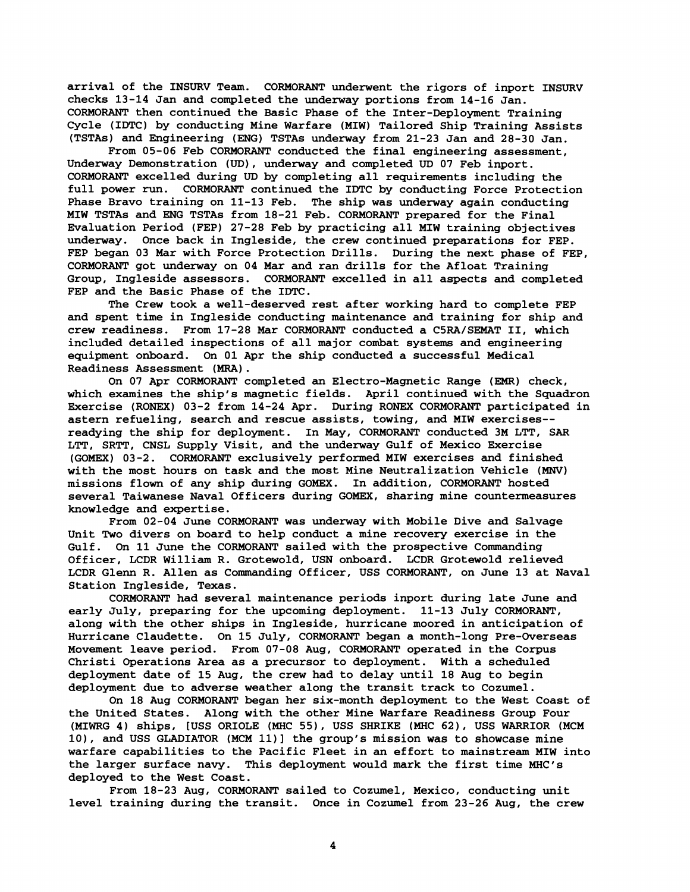arrival of the INSURV Team. CORMORANT underwent the rigors of inport INSURV checks 13-14 Jan and completed the underway portions from 14-16 Jan. CORMORANT then continued the Basic Phase of the Inter-Deployment Training Cycle (IDTC) by conducting Mine Warfare (MIW) Tailored Ship Training Assists (TSTAs) and Engineering (ENG) TSTAs underway from 21-23 Jan and 28-30 Jan.

From 05-06 Feb CORMORANT conducted the final engineering assessment, Underway Demonstration (UD), underway and completed UD 07 Feb inport. CORMORANT excelled during UD by completing all requirements including the full power run. CORMORANT continued the IDTC by conducting Force Protection Phase Bravo training on 11-13 Feb. The ship was underway again conducting MIW TSTAs and ENG TSTAs from 18-21 Feb. CORMORANT prepared for the Final Evaluation Period (FEP) 27-28 Feb by practicing all MIW training objectives underway. Once back in Ingleside, the crew continued preparations for FEP. FEP began 03 Mar with Force Protection Drills. During the next phase of FEP, CORMORANT got underway on 04 Mar and ran drills for the Afloat Training Group, Ingleside assessors. CORMORANT excelled in all aspects and completed FEP and the Basic Phase of the IDTC.

The Crew took a well-deserved rest after working hard to complete FEP and spent time in Ingleside conducting maintenance and training for ship and crew readiness. From 17-28 Mar CORMORANT conducted a C5RA/SEMAT II, which included detailed inspections of all major combat systems and engineering equipment onboard. On 01 Apr the ship conducted a successful Medical Readiness Assessment (MRA).

On 07 Apr CORMORANT completed an Electro-Magnetic Range (EMR) check, which examines the ship's magnetic fields. April continued with the Squadron Exercise (RONEX) 03-2 from 14-24 Apr. During RONEX CORMORANT participated in astern refueling, search and rescue assists, towing, and MIW exercises--readying the ship for deployment. In May, CORMORANT conducted 3M LTT, SAR LTT, SRTT, CNSL Supply Visit, and the underway Gulf of Mexico Exercise (GOMEX) 03-2. CORMORANT exclusively performed MIW exercises and finished with the most hours on task and the most Mine Neutralization Vehicle (MNV) missions flown of any ship during GOMEX. In addition, CORMORANT hosted several Taiwanese Naval Officers during GOMEX, sharing mine countermeasures knowledge and expertise.

From 02-04 June CORMORANT was underway with Mobile Dive and Salvage Unit Two divers on board to help conduct a mine recovery exercise in the Gulf. On 11 June the CORMORANT sailed with the prospective Commanding Officer, LCDR William R. Grotewold, USN onboard. LCDR Grotewold relieved LCDR Glenn R. Allen as Commanding Officer, USS CORMORANT, on June 13 at Naval Station Ingleside, Texas.

CORMORANT had several maintenance periods inport during late June and early July, preparing for the upcoming deployment. 11-13 July CORMORANT, along with the other ships in Ingleside, hurricane moored in anticipation of Hurricane Claudette. On 15 July, CORMORANT began a month-long Pre-Overseas Movement leave period. From 07-08 Aug, CORMORANT operated in the Corpus Christi Operations Area as a precursor to deployment. With a scheduled deployment date of 15 Aug, the crew had to delay until 18 Aug to begin deployment due to adverse weather along the transit track to Cozumel.

On 18 Aug CORMORANT began her six-month deployment to the West Coast of the United States. Along with the other Mine Warfare Readiness Group Four (MIWRG 4) ships, [USS ORIOLE (MHC 55), USS SHRIKE (MHC 62), USS WARRIOR (MCM 10), and USS GLADIATOR (MCM 11)] the group's mission was to showcase mine warfare capabilities to the Pacific Fleet in an effort to mainstream MIW into the larger surface navy. This deployment would mark the first time MHC's deployed to the West Coast.

From 18-23 Aug, CORMORANT sailed to Cozumel, Mexico, conducting unit level training during the transit. Once in Cozumel from 23-26 Aug, the crew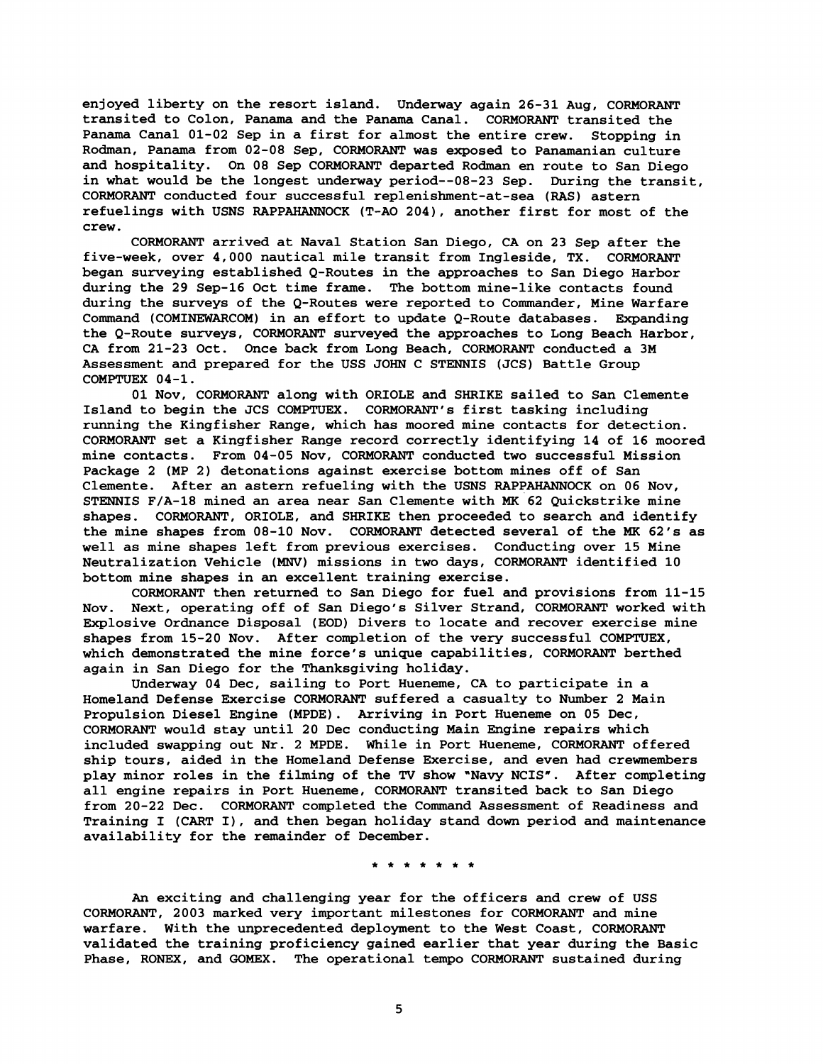enjoyed liberty on the resort island. Underway again 26-31 Aug, CORMORANT transited to Colon, Panama and the Panama Canal. CORMORANT transited the Panama Canal 01-02 Sep in a first for almost the entire crew. Stopping in Rodman, Panama from 02-08 Sep, CORMORANT was exposed to Panamanian culture and hospitality. On 08 Sep CORMORANT departed Rodman en route to San Diego in what would be the longest underway period--08-23 Sep. During the transit, CORMORANT conducted four successful replenishment-at-sea (RAS) astern refuelings with USNS RAPPAHANNOCK (T-AO 204), another first for most of the crew.

CORMORANT arrived at Naval Station San Diego, CA on 23 Sep after the five-week, over 4,000 nautical mile transit from Ingleside, TX. CORMORANT began surveying established Q-Routes in the approaches to San Diego Harbor during the 29 Sep-16 Oct time frame. The bottom mine-like contacts found during the surveys of the Q-Routes were reported to Commander, Mine Warfare Command (COMINEWARCOM) in an effort to update Q-Route databases. Expanding the Q-Route surveys, CORMORANT surveyed the approaches to Long Beach Harbor, CA from 21-23 Oct. Once back from Long Beach, CORMORANT conducted a 3M Assessment and prepared for the USS JOHN C STENNIS (JCS) Battle Group COMPTUEX 04-1.

01 Nov, CORMORANT along with ORIOLE and SHRIKE sailed to San Clemente Island to begin the JCS COMPTUEX. CORMORANT's first tasking including running the Kingfisher Range, which has moored mine contacts for detection. CORMORANT set a Kingfisher Range record correctly identifying 14 of 16 moored mine contacts. From 04-05 Nov, CORMORANT conducted two successful Mission Package 2 (MP 2) detonations against exercise bottom mines off of San Clemente. After an astern refueling with the USNS RAPPAHANNOCK on 06 Nov, STENNIS F/A-18 mined an area near San Clemente with MK 62 Quickstrike mine shapes. CORMORANT, ORIOLE, and SHRIKE then proceeded to search and identify the mine shapes from 08-10 Nov. CORMORANT detected several of the MK 62's as well as mine shapes left from previous exercises. Conducting over 15 Mine Neutralization Vehicle (MNV) missions in two days, CORMORANT identified 10 bottom mine shapes in an excellent training exercise.

CORMORANT then returned to San Diego for fuel and provisions from 11-15 Nov. Next, operating off of San Diego's Silver Strand, CORMORANT worked with Explosive Ordnance Disposal (EOD) Divers to locate and recover exercise mine shapes from 15-20 Nov. After completion of the very successful COMPTUEX, which demonstrated the mine force's unique capabilities, CORMORANT berthed again in San Diego for the Thanksgiving holiday.

Underway 04 Dec, sailing to Port Hueneme, CA to participate in a Homeland Defense Exercise CORMORANT suffered a casualty to Number 2 Main Propulsion Diesel Engine (MPDE). Arriving in Port Hueneme on 05 Dec, CORMORANT would stay until 20 Dec conducting Main Engine repairs which included swapping out Nr. 2 MPDE. While in Port Hueneme, CORMORANT offered ship tours, aided in the Homeland Defense Exercise, and even had crewmembers play minor roles in the filming of the TV show "Navy NCIS". After completing all engine repairs in Port Hueneme, CORMORANT transited back to San Diego from 20-22 Dec. CORMORANT completed the Command Assessment of Readiness and Training I (CART I), and then began holiday stand down period and maintenance availability for the remainder of December.

* * * * * * *

An exciting and challenging year for the officers and crew of USS CORMORANT, 2003 marked very important milestones for CORMORANT and mine warfare. With the unprecedented deployment to the West Coast, CORMORANT validated the training proficiency gained earlier that year during the Basic Phase, RONEX, and GOMEX. The operational tempo CORMORANT sustained during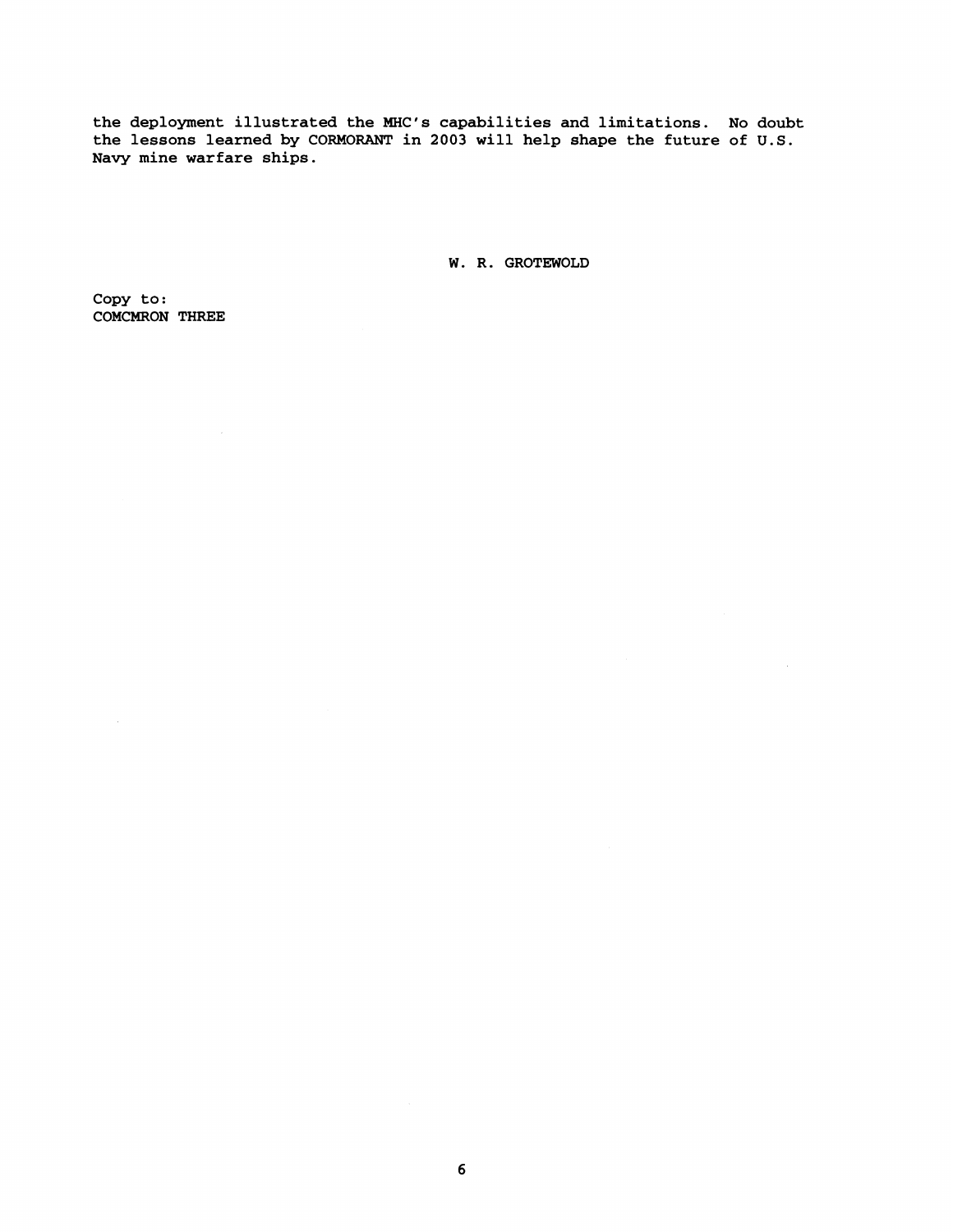the deployment illustrated the MHC's capabilities and limitations. No doubt the lessons learned by CORMORANT in 2003 will help shape the future of U.S. Navy mine warfare ships.

W. R. GROTEWOLD

Copy to:
COMCMRON THREE